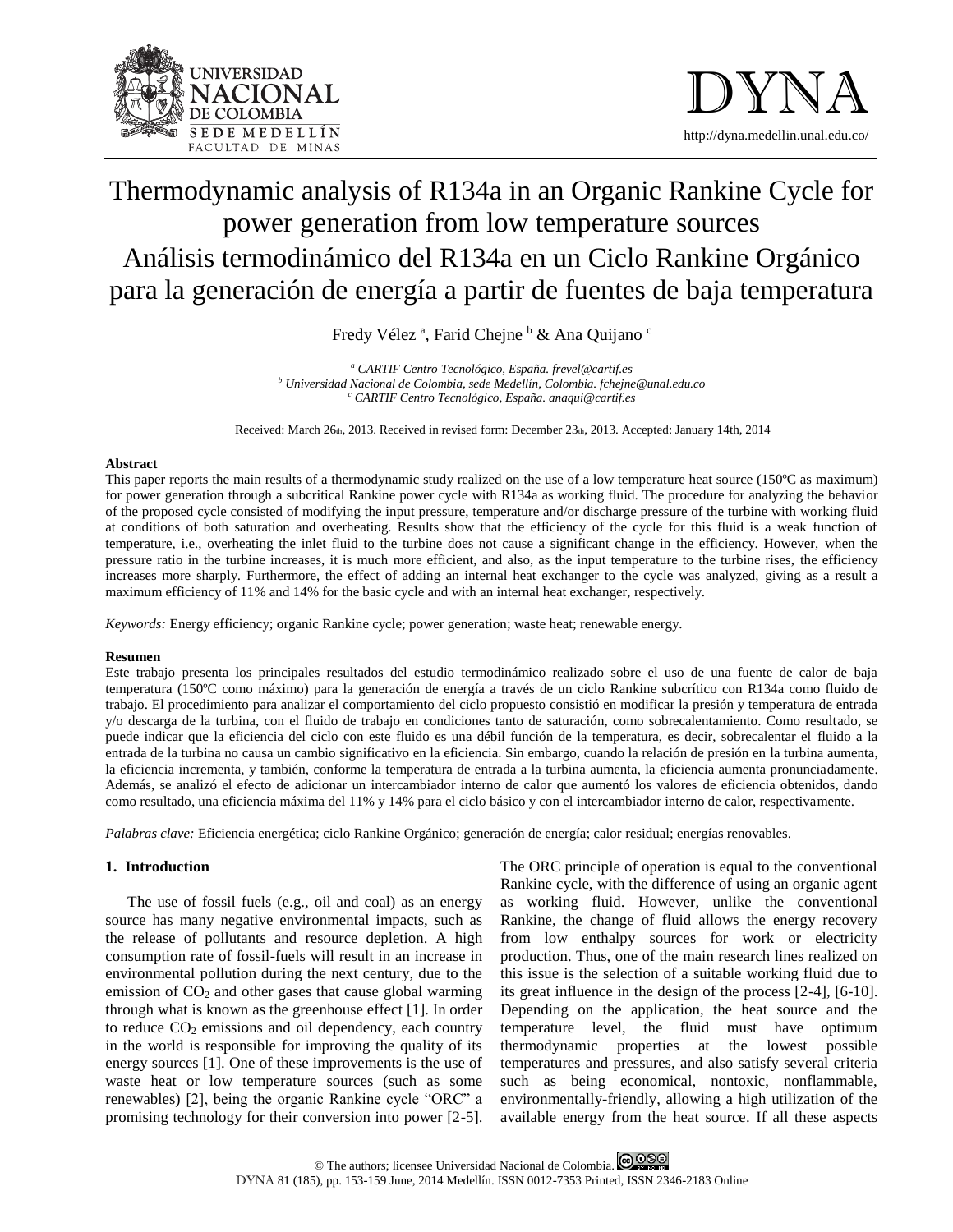# Thermodynamic analysis of R134a in an Organic Rankine Cycle for power generation from low temperature sources

# Análisis termodinámico del R134a en un Ciclo Rankine Orgánico para la generación de energía a partir de fuentes de baja temperatura

Fredy Vélez [a], Farid Chejne [b] & Ana Quijano [c]

[a] *CARTIF Centro Tecnológico, España. frevel@cartif.es*
[b] *Universidad Nacional de Colombia, sede Medellín, Colombia. fchejne@unal.edu.co*
[c] *CARTIF Centro Tecnológico, España. anaqui@cartif.es*

Received: March 26th, 2013. Received in revised form: December 23th, 2013. Accepted: January 14th, 2014

**Abstract**

This paper reports the main results of a thermodynamic study realized on the use of a low temperature heat source (150ºC as maximum) for power generation through a subcritical Rankine power cycle with R134a as working fluid. The procedure for analyzing the behavior of the proposed cycle consisted of modifying the input pressure, temperature and/or discharge pressure of the turbine with working fluid at conditions of both saturation and overheating. Results show that the efficiency of the cycle for this fluid is a weak function of temperature, i.e., overheating the inlet fluid to the turbine does not cause a significant change in the efficiency. However, when the pressure ratio in the turbine increases, it is much more efficient, and also, as the input temperature to the turbine rises, the efficiency increases more sharply. Furthermore, the effect of adding an internal heat exchanger to the cycle was analyzed, giving as a result a maximum efficiency of 11% and 14% for the basic cycle and with an internal heat exchanger, respectively.

*Keywords:* Energy efficiency; organic Rankine cycle; power generation; waste heat; renewable energy.

**Resumen**

Este trabajo presenta los principales resultados del estudio termodinámico realizado sobre el uso de una fuente de calor de baja temperatura (150ºC como máximo) para la generación de energía a través de un ciclo Rankine subcrítico con R134a como fluido de trabajo. El procedimiento para analizar el comportamiento del ciclo propuesto consistió en modificar la presión y temperatura de entrada y/o descarga de la turbina, con el fluido de trabajo en condiciones tanto de saturación, como sobrecalentamiento. Como resultado, se puede indicar que la eficiencia del ciclo con este fluido es una débil función de la temperatura, es decir, sobrecalentar el fluido a la entrada de la turbina no causa un cambio significativo en la eficiencia. Sin embargo, cuando la relación de presión en la turbina aumenta, la eficiencia incrementa, y también, conforme la temperatura de entrada a la turbina aumenta, la eficiencia aumenta pronunciadamente. Además, se analizó el efecto de adicionar un intercambiador interno de calor que aumentó los valores de eficiencia obtenidos, dando como resultado, una eficiencia máxima del 11% y 14% para el ciclo básico y con el intercambiador interno de calor, respectivamente.

*Palabras clave:* Eficiencia energética; ciclo Rankine Orgánico; generación de energía; calor residual; energías renovables.

## 1. Introduction

The use of fossil fuels (e.g., oil and coal) as an energy source has many negative environmental impacts, such as the release of pollutants and resource depletion. A high consumption rate of fossil-fuels will result in an increase in environmental pollution during the next century, due to the emission of $CO_2$ and other gases that cause global warming through what is known as the greenhouse effect [1]. In order to reduce $CO_2$ emissions and oil dependency, each country in the world is responsible for improving the quality of its energy sources [1]. One of these improvements is the use of waste heat or low temperature sources (such as some renewables) [2], being the organic Rankine cycle "ORC" a promising technology for their conversion into power [2-5]. The ORC principle of operation is equal to the conventional Rankine cycle, with the difference of using an organic agent as working fluid. However, unlike the conventional Rankine, the change of fluid allows the energy recovery from low enthalpy sources for work or electricity production. Thus, one of the main research lines realized on this issue is the selection of a suitable working fluid due to its great influence in the design of the process [2-4], [6-10]. Depending on the application, the heat source and the temperature level, the fluid must have optimum thermodynamic properties at the lowest possible temperatures and pressures, and also satisfy several criteria such as being economical, nontoxic, nonflammable, environmentally-friendly, allowing a high utilization of the available energy from the heat source. If all these aspects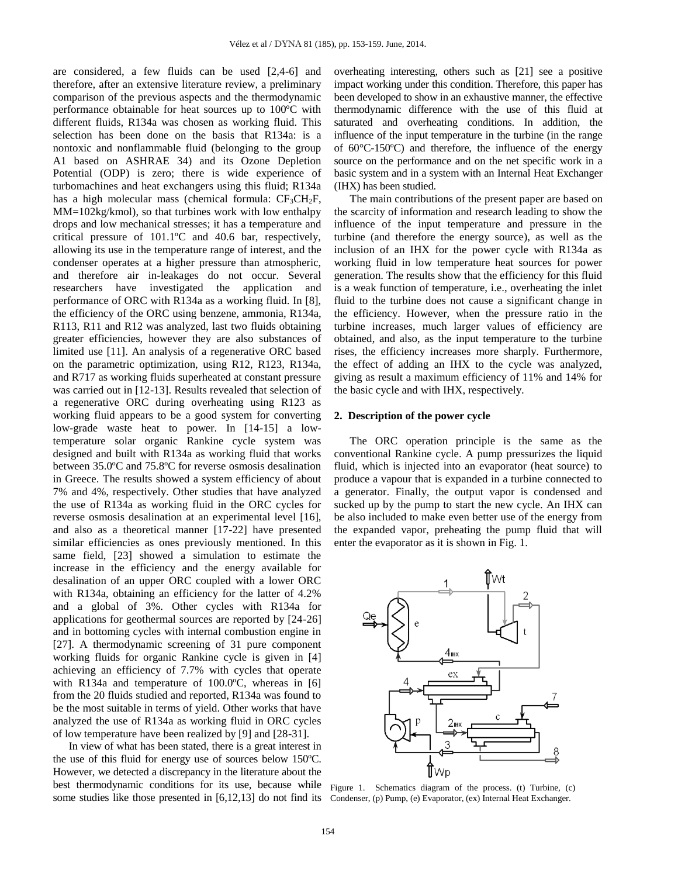are considered, a few fluids can be used [2,4-6] and therefore, after an extensive literature review, a preliminary comparison of the previous aspects and the thermodynamic performance obtainable for heat sources up to 100ºC with different fluids, R134a was chosen as working fluid. This selection has been done on the basis that R134a: is a nontoxic and nonflammable fluid (belonging to the group A1 based on ASHRAE 34) and its Ozone Depletion Potential (ODP) is zero; there is wide experience of turbomachines and heat exchangers using this fluid; R134a has a high molecular mass (chemical formula: $CF_3CH_2F$, MM=102kg/kmol), so that turbines work with low enthalpy drops and low mechanical stresses; it has a temperature and critical pressure of 101.1ºC and 40.6 bar, respectively, allowing its use in the temperature range of interest, and the condenser operates at a higher pressure than atmospheric, and therefore air in-leakages do not occur. Several researchers have investigated the application and performance of ORC with R134a as a working fluid. In [8], the efficiency of the ORC using benzene, ammonia, R134a, R113, R11 and R12 was analyzed, last two fluids obtaining greater efficiencies, however they are also substances of limited use [11]. An analysis of a regenerative ORC based on the parametric optimization, using R12, R123, R134a, and R717 as working fluids superheated at constant pressure was carried out in [12-13]. Results revealed that selection of a regenerative ORC during overheating using R123 as working fluid appears to be a good system for converting low-grade waste heat to power. In [14-15] a low-temperature solar organic Rankine cycle system was designed and built with R134a as working fluid that works between 35.0ºC and 75.8ºC for reverse osmosis desalination in Greece. The results showed a system efficiency of about 7% and 4%, respectively. Other studies that have analyzed the use of R134a as working fluid in the ORC cycles for reverse osmosis desalination at an experimental level [16], and also as a theoretical manner [17-22] have presented similar efficiencies as ones previously mentioned. In this same field, [23] showed a simulation to estimate the increase in the efficiency and the energy available for desalination of an upper ORC coupled with a lower ORC with R134a, obtaining an efficiency for the latter of 4.2% and a global of 3%. Other cycles with R134a for applications for geothermal sources are reported by [24-26] and in bottoming cycles with internal combustion engine in [27]. A thermodynamic screening of 31 pure component working fluids for organic Rankine cycle is given in [4] achieving an efficiency of 7.7% with cycles that operate with R134a and temperature of 100.0ºC, whereas in [6] from the 20 fluids studied and reported, R134a was found to be the most suitable in terms of yield. Other works that have analyzed the use of R134a as working fluid in ORC cycles of low temperature have been realized by [9] and [28-31].

In view of what has been stated, there is a great interest in the use of this fluid for energy use of sources below 150ºC. However, we detected a discrepancy in the literature about the best thermodynamic conditions for its use, because while some studies like those presented in [6,12,13] do not find its overheating interesting, others such as [21] see a positive impact working under this condition. Therefore, this paper has been developed to show in an exhaustive manner, the effective thermodynamic difference with the use of this fluid at saturated and overheating conditions. In addition, the influence of the input temperature in the turbine (in the range of 60°C-150ºC) and therefore, the influence of the energy source on the performance and on the net specific work in a basic system and in a system with an Internal Heat Exchanger (IHX) has been studied.

The main contributions of the present paper are based on the scarcity of information and research leading to show the influence of the input temperature and pressure in the turbine (and therefore the energy source), as well as the inclusion of an IHX for the power cycle with R134a as working fluid in low temperature heat sources for power generation. The results show that the efficiency for this fluid is a weak function of temperature, i.e., overheating the inlet fluid to the turbine does not cause a significant change in the efficiency. However, when the pressure ratio in the turbine increases, much larger values of efficiency are obtained, and also, as the input temperature to the turbine rises, the efficiency increases more sharply. Furthermore, the effect of adding an IHX to the cycle was analyzed, giving as result a maximum efficiency of 11% and 14% for the basic cycle and with IHX, respectively.

## 2. Description of the power cycle

The ORC operation principle is the same as the conventional Rankine cycle. A pump pressurizes the liquid fluid, which is injected into an evaporator (heat source) to produce a vapour that is expanded in a turbine connected to a generator. Finally, the output vapor is condensed and sucked up by the pump to start the new cycle. An IHX can be also included to make even better use of the energy from the expanded vapor, preheating the pump fluid that will enter the evaporator as it is shown in Fig. 1.

Figure 1. Schematics diagram of the process. (t) Turbine, (c) Condenser, (p) Pump, (e) Evaporator, (ex) Internal Heat Exchanger.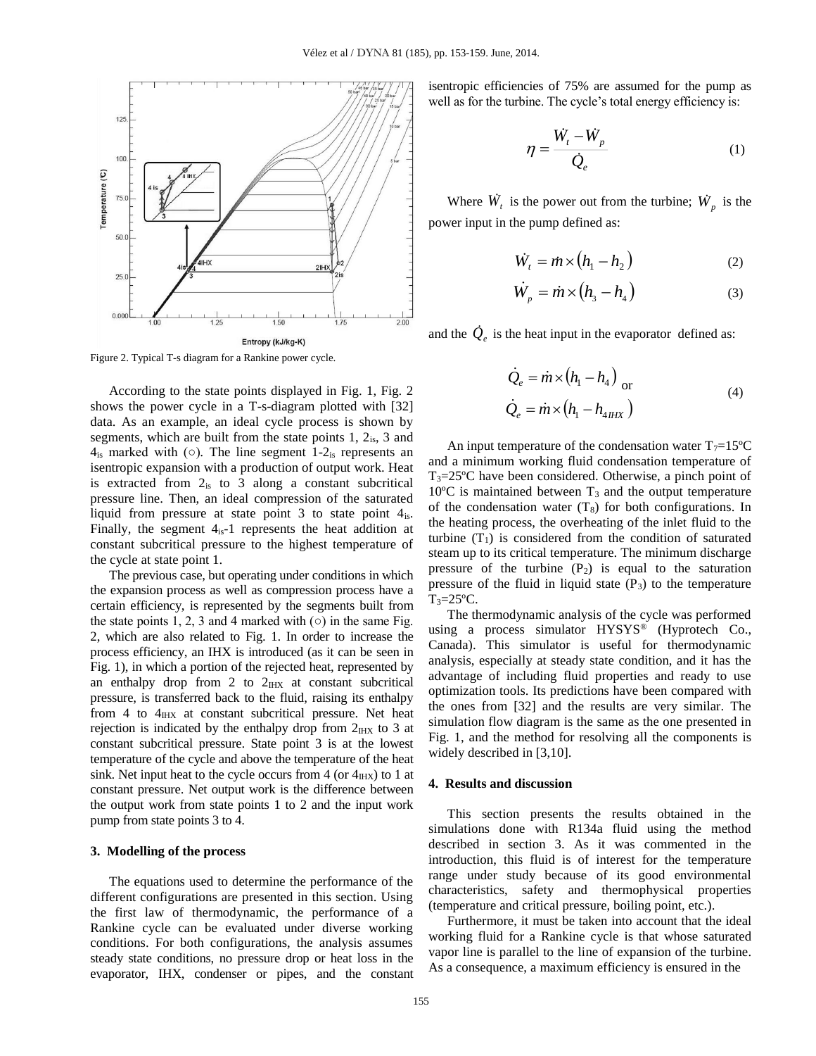Figure 2. Typical T-s diagram for a Rankine power cycle.

According to the state points displayed in Fig. 1, Fig. 2 shows the power cycle in a T-s-diagram plotted with [32] data. As an example, an ideal cycle process is shown by segments, which are built from the state points 1, $2_{is}$, 3 and $4_{is}$ marked with (○). The line segment 1-$2_{is}$ represents an isentropic expansion with a production of output work. Heat is extracted from $2_{is}$ to 3 along a constant subcritical pressure line. Then, an ideal compression of the saturated liquid from pressure at state point 3 to state point $4_{is}$. Finally, the segment $4_{is}$-1 represents the heat addition at constant subcritical pressure to the highest temperature of the cycle at state point 1.

The previous case, but operating under conditions in which the expansion process as well as compression process have a certain efficiency, is represented by the segments built from the state points 1, 2, 3 and 4 marked with (○) in the same Fig. 2, which are also related to Fig. 1. In order to increase the process efficiency, an IHX is introduced (as it can be seen in Fig. 1), in which a portion of the rejected heat, represented by an enthalpy drop from 2 to $2_{IHX}$ at constant subcritical pressure, is transferred back to the fluid, raising its enthalpy from 4 to $4_{IHX}$ at constant subcritical pressure. Net heat rejection is indicated by the enthalpy drop from $2_{IHX}$ to 3 at constant subcritical pressure. State point 3 is at the lowest temperature of the cycle and above the temperature of the heat sink. Net input heat to the cycle occurs from 4 (or $4_{IHX}$) to 1 at constant pressure. Net output work is the difference between the output work from state points 1 to 2 and the input work pump from state points 3 to 4.

## 3. Modelling of the process

The equations used to determine the performance of the different configurations are presented in this section. Using the first law of thermodynamic, the performance of a Rankine cycle can be evaluated under diverse working conditions. For both configurations, the analysis assumes steady state conditions, no pressure drop or heat loss in the evaporator, IHX, condenser or pipes, and the constant isentropic efficiencies of 75% are assumed for the pump as well as for the turbine. The cycle's total energy efficiency is:

$$\eta = \frac{\dot{W}_t - \dot{W}_p}{\dot{Q}_e} \tag{1}$$

Where $\dot{W}_t$ is the power out from the turbine; $\dot{W}_p$ is the power input in the pump defined as:

$$\dot{W}_t = \dot{m} \times (h_1 - h_2) \tag{2}$$

$$\dot{W}_p = \dot{m} \times (h_3 - h_4) \tag{3}$$

and the $\dot{Q}_e$ is the heat input in the evaporator defined as:

$$\dot{Q}_e = \dot{m} \times (h_1 - h_4) \text{ or } \quad \dot{Q}_e = \dot{m} \times (h_1 - h_{4IHX}) \tag{4}$$

An input temperature of the condensation water $T_7$=15ºC and a minimum working fluid condensation temperature of $T_3$=25ºC have been considered. Otherwise, a pinch point of 10ºC is maintained between $T_3$ and the output temperature of the condensation water ($T_8$) for both configurations. In the heating process, the overheating of the inlet fluid to the turbine ($T_1$) is considered from the condition of saturated steam up to its critical temperature. The minimum discharge pressure of the turbine ($P_2$) is equal to the saturation pressure of the fluid in liquid state ($P_3$) to the temperature $T_3$=25ºC.

The thermodynamic analysis of the cycle was performed using a process simulator HYSYS® (Hyprotech Co., Canada). This simulator is useful for thermodynamic analysis, especially at steady state condition, and it has the advantage of including fluid properties and ready to use optimization tools. Its predictions have been compared with the ones from [32] and the results are very similar. The simulation flow diagram is the same as the one presented in Fig. 1, and the method for resolving all the components is widely described in [3,10].

## 4. Results and discussion

This section presents the results obtained in the simulations done with R134a fluid using the method described in section 3. As it was commented in the introduction, this fluid is of interest for the temperature range under study because of its good environmental characteristics, safety and thermophysical properties (temperature and critical pressure, boiling point, etc.).

Furthermore, it must be taken into account that the ideal working fluid for a Rankine cycle is that whose saturated vapor line is parallel to the line of expansion of the turbine. As a consequence, a maximum efficiency is ensured in the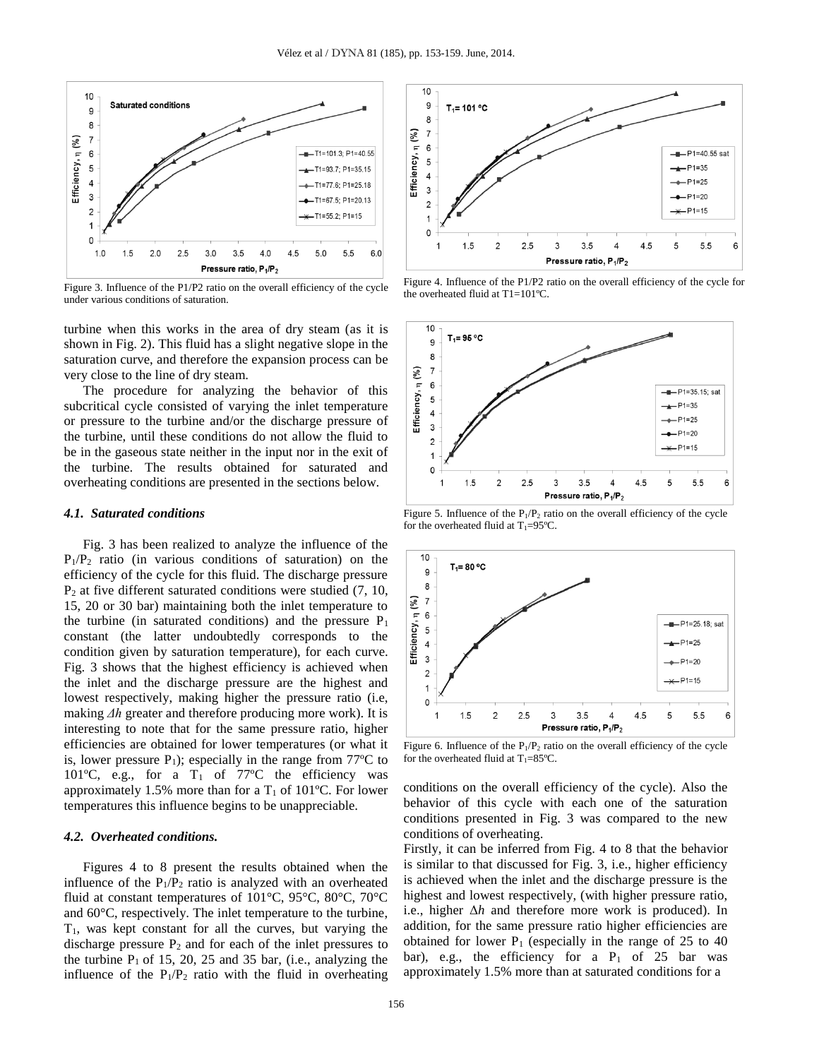Figure 3. Influence of the P1/P2 ratio on the overall efficiency of the cycle under various conditions of saturation.

Figure 4. Influence of the P1/P2 ratio on the overall efficiency of the cycle for the overheated fluid at T1=101ºC.

Figure 5. Influence of the $P_1/P_2$ ratio on the overall efficiency of the cycle for the overheated fluid at $T_1$=95ºC.

Figure 6. Influence of the $P_1/P_2$ ratio on the overall efficiency of the cycle for the overheated fluid at $T_1$=85ºC.

turbine when this works in the area of dry steam (as it is shown in Fig. 2). This fluid has a slight negative slope in the saturation curve, and therefore the expansion process can be very close to the line of dry steam.

The procedure for analyzing the behavior of this subcritical cycle consisted of varying the inlet temperature or pressure to the turbine and/or the discharge pressure of the turbine, until these conditions do not allow the fluid to be in the gaseous state neither in the input nor in the exit of the turbine. The results obtained for saturated and overheating conditions are presented in the sections below.

### *4.1. Saturated conditions*

Fig. 3 has been realized to analyze the influence of the $P_1/P_2$ ratio (in various conditions of saturation) on the efficiency of the cycle for this fluid. The discharge pressure $P_2$ at five different saturated conditions were studied (7, 10, 15, 20 or 30 bar) maintaining both the inlet temperature to the turbine (in saturated conditions) and the pressure $P_1$ constant (the latter undoubtedly corresponds to the condition given by saturation temperature), for each curve. Fig. 3 shows that the highest efficiency is achieved when the inlet and the discharge pressure are the highest and lowest respectively, making higher the pressure ratio (i.e, making *Δh* greater and therefore producing more work). It is interesting to note that for the same pressure ratio, higher efficiencies are obtained for lower temperatures (or what it is, lower pressure $P_1$); especially in the range from 77ºC to 101ºC, e.g., for a $T_1$ of 77ºC the efficiency was approximately 1.5% more than for a $T_1$ of 101ºC. For lower temperatures this influence begins to be unappreciable.

### *4.2. Overheated conditions.*

Figures 4 to 8 present the results obtained when the influence of the $P_1/P_2$ ratio is analyzed with an overheated fluid at constant temperatures of 101°C, 95°C, 80°C, 70°C and 60°C, respectively. The inlet temperature to the turbine, $T_1$, was kept constant for all the curves, but varying the discharge pressure $P_2$ and for each of the inlet pressures to the turbine $P_1$ of 15, 20, 25 and 35 bar, (i.e., analyzing the influence of the $P_1/P_2$ ratio with the fluid in overheating conditions on the overall efficiency of the cycle). Also the behavior of this cycle with each one of the saturation conditions presented in Fig. 3 was compared to the new conditions of overheating.

Firstly, it can be inferred from Fig. 4 to 8 that the behavior is similar to that discussed for Fig. 3, i.e., higher efficiency is achieved when the inlet and the discharge pressure is the highest and lowest respectively, (with higher pressure ratio, i.e., higher Δ*h* and therefore more work is produced). In addition, for the same pressure ratio higher efficiencies are obtained for lower $P_1$ (especially in the range of 25 to 40 bar), e.g., the efficiency for a $P_1$ of 25 bar was approximately 1.5% more than at saturated conditions for a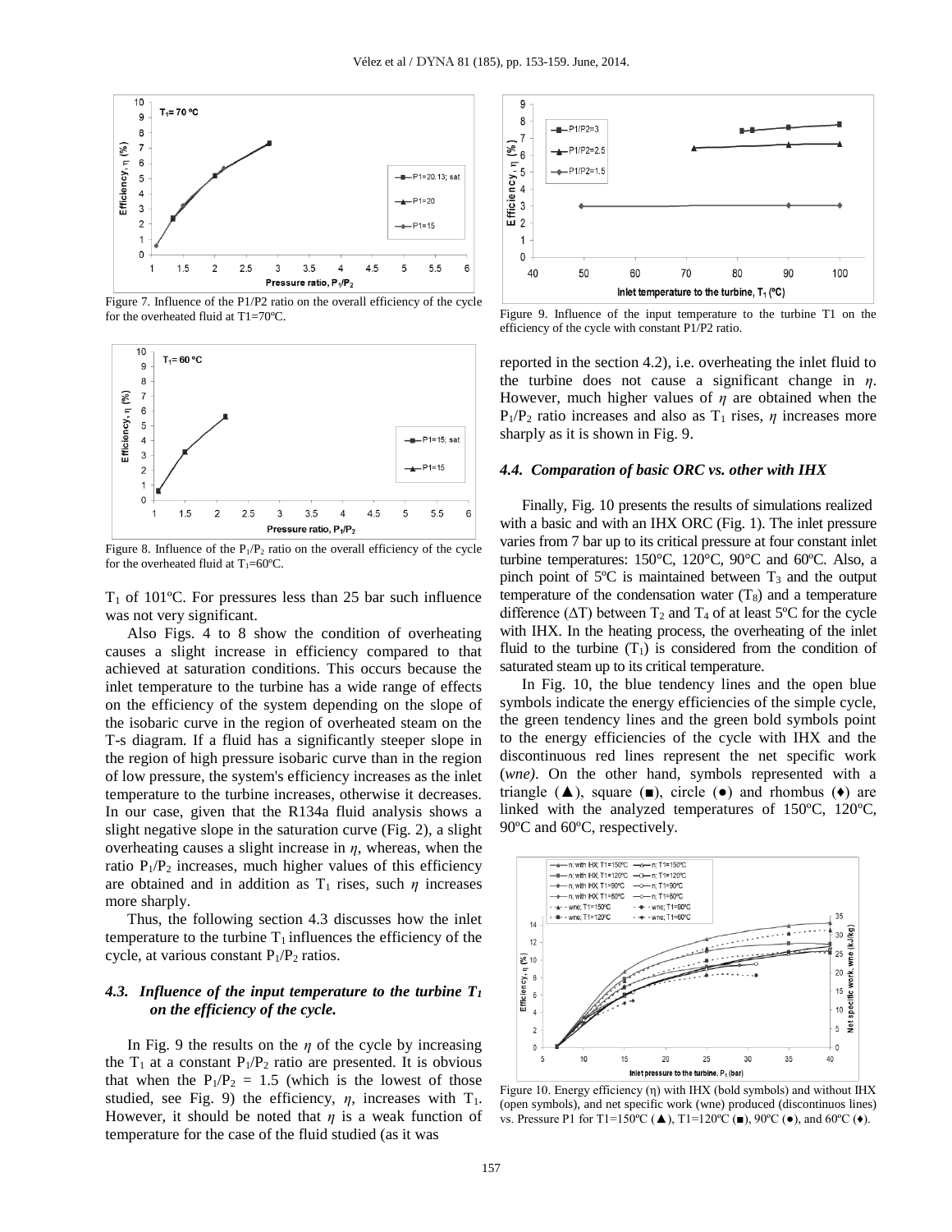Figure 7. Influence of the P1/P2 ratio on the overall efficiency of the cycle for the overheated fluid at T1=70ºC.

Figure 8. Influence of the $P_1/P_2$ ratio on the overall efficiency of the cycle for the overheated fluid at $T_1$=60ºC.

$T_1$ of 101ºC. For pressures less than 25 bar such influence was not very significant.

Also Figs. 4 to 8 show the condition of overheating causes a slight increase in efficiency compared to that achieved at saturation conditions. This occurs because the inlet temperature to the turbine has a wide range of effects on the efficiency of the system depending on the slope of the isobaric curve in the region of overheated steam on the T-s diagram. If a fluid has a significantly steeper slope in the region of high pressure isobaric curve than in the region of low pressure, the system's efficiency increases as the inlet temperature to the turbine increases, otherwise it decreases. In our case, given that the R134a fluid analysis shows a slight negative slope in the saturation curve (Fig. 2), a slight overheating causes a slight increase in $\eta$, whereas, when the ratio $P_1/P_2$ increases, much higher values of this efficiency are obtained and in addition as $T_1$ rises, such $\eta$ increases more sharply.

Thus, the following section 4.3 discusses how the inlet temperature to the turbine $T_1$ influences the efficiency of the cycle, at various constant $P_1/P_2$ ratios.

### 4.3. Influence of the input temperature to the turbine $T_1$ on the efficiency of the cycle.

In Fig. 9 the results on the $\eta$ of the cycle by increasing the $T_1$ at a constant $P_1/P_2$ ratio are presented. It is obvious that when the $P_1/P_2$ = 1.5 (which is the lowest of those studied, see Fig. 9) the efficiency, $\eta$, increases with $T_1$. However, it should be noted that $\eta$ is a weak function of temperature for the case of the fluid studied (as it was reported in the section 4.2), i.e. overheating the inlet fluid to the turbine does not cause a significant change in $\eta$. However, much higher values of $\eta$ are obtained when the $P_1/P_2$ ratio increases and also as $T_1$ rises, $\eta$ increases more sharply as it is shown in Fig. 9.

Figure 9. Influence of the input temperature to the turbine T1 on the efficiency of the cycle with constant P1/P2 ratio.

### 4.4. Comparation of basic ORC vs. other with IHX

Finally, Fig. 10 presents the results of simulations realized with a basic and with an IHX ORC (Fig. 1). The inlet pressure varies from 7 bar up to its critical pressure at four constant inlet turbine temperatures: 150°C, 120°C, 90°C and 60°C. Also, a pinch point of 5ºC is maintained between $T_3$ and the output temperature of the condensation water ($T_8$) and a temperature difference ($\Delta T$) between $T_2$ and $T_4$ of at least 5ºC for the cycle with IHX. In the heating process, the overheating of the inlet fluid to the turbine ($T_1$) is considered from the condition of saturated steam up to its critical temperature.

In Fig. 10, the blue tendency lines and the open blue symbols indicate the energy efficiencies of the simple cycle, the green tendency lines and the green bold symbols point to the energy efficiencies of the cycle with IHX and the discontinuous red lines represent the net specific work (*wne)*. On the other hand, symbols represented with a triangle (▲), square (■), circle (●) and rhombus (♦) are linked with the analyzed temperatures of 150ºC, 120ºC, 90ºC and 60ºC, respectively.

Figure 10. Energy efficiency (η) with IHX (bold symbols) and without IHX (open symbols), and net specific work (wne) produced (discontinuos lines) vs. Pressure P1 for T1=150ºC (▲), T1=120ºC (■), 90ºC (●), and 60ºC (♦).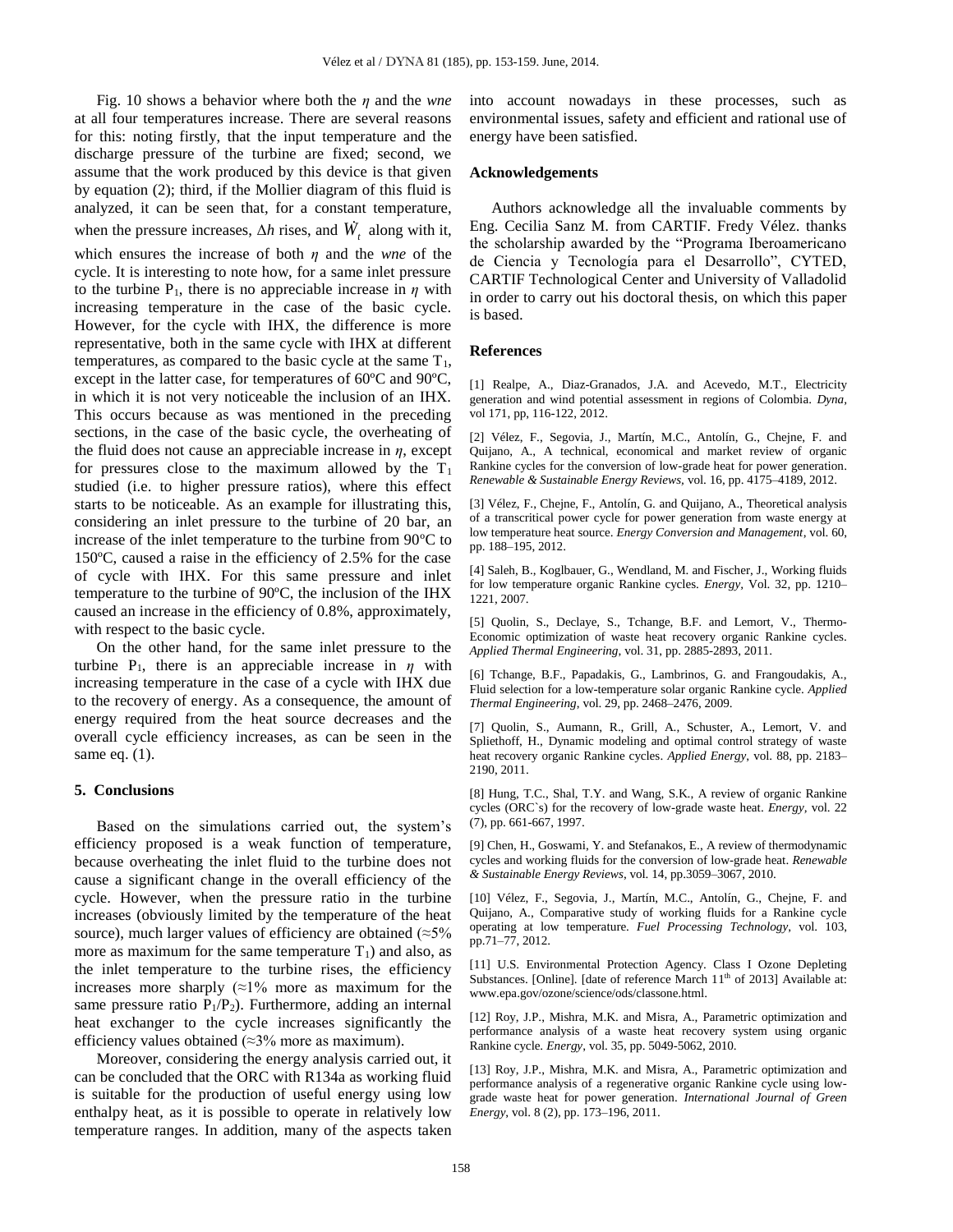Fig. 10 shows a behavior where both the $\eta$ and the *wne* at all four temperatures increase. There are several reasons for this: noting firstly, that the input temperature and the discharge pressure of the turbine are fixed; second, we assume that the work produced by this device is that given by equation (2); third, if the Mollier diagram of this fluid is analyzed, it can be seen that, for a constant temperature, when the pressure increases, $\Delta h$ rises, and $\dot{W}_t$ along with it, which ensures the increase of both $\eta$ and the *wne* of the cycle. It is interesting to note how, for a same inlet pressure to the turbine $P_1$, there is no appreciable increase in $\eta$ with increasing temperature in the case of the basic cycle. However, for the cycle with IHX, the difference is more representative, both in the same cycle with IHX at different temperatures, as compared to the basic cycle at the same $T_1$, except in the latter case, for temperatures of 60ºC and 90ºC, in which it is not very noticeable the inclusion of an IHX. This occurs because as was mentioned in the preceding sections, in the case of the basic cycle, the overheating of the fluid does not cause an appreciable increase in $\eta$, except for pressures close to the maximum allowed by the $T_1$ studied (i.e. to higher pressure ratios), where this effect starts to be noticeable. As an example for illustrating this, considering an inlet pressure to the turbine of 20 bar, an increase of the inlet temperature to the turbine from 90ºC to 150ºC, caused a raise in the efficiency of 2.5% for the case of cycle with IHX. For this same pressure and inlet temperature to the turbine of 90ºC, the inclusion of the IHX caused an increase in the efficiency of 0.8%, approximately, with respect to the basic cycle.

On the other hand, for the same inlet pressure to the turbine $P_1$, there is an appreciable increase in $\eta$ with increasing temperature in the case of a cycle with IHX due to the recovery of energy. As a consequence, the amount of energy required from the heat source decreases and the overall cycle efficiency increases, as can be seen in the same eq. (1).

## 5. Conclusions

Based on the simulations carried out, the system's efficiency proposed is a weak function of temperature, because overheating the inlet fluid to the turbine does not cause a significant change in the overall efficiency of the cycle. However, when the pressure ratio in the turbine increases (obviously limited by the temperature of the heat source), much larger values of efficiency are obtained (≈5% more as maximum for the same temperature $T_1$) and also, as the inlet temperature to the turbine rises, the efficiency increases more sharply (≈1% more as maximum for the same pressure ratio $P_1/P_2$). Furthermore, adding an internal heat exchanger to the cycle increases significantly the efficiency values obtained (≈3% more as maximum).

Moreover, considering the energy analysis carried out, it can be concluded that the ORC with R134a as working fluid is suitable for the production of useful energy using low enthalpy heat, as it is possible to operate in relatively low temperature ranges. In addition, many of the aspects taken into account nowadays in these processes, such as environmental issues, safety and efficient and rational use of energy have been satisfied.

### Acknowledgements

Authors acknowledge all the invaluable comments by Eng. Cecilia Sanz M. from CARTIF. Fredy Vélez. thanks the scholarship awarded by the "Programa Iberoamericano de Ciencia y Tecnología para el Desarrollo", CYTED, CARTIF Technological Center and University of Valladolid in order to carry out his doctoral thesis, on which this paper is based.

### References

[1] Realpe, A., Diaz-Granados, J.A. and Acevedo, M.T., Electricity generation and wind potential assessment in regions of Colombia. *Dyna*, vol 171, pp, 116-122, 2012.

[2] Vélez, F., Segovia, J., Martín, M.C., Antolín, G., Chejne, F. and Quijano, A., A technical, economical and market review of organic Rankine cycles for the conversion of low-grade heat for power generation. *Renewable & Sustainable Energy Reviews*, vol. 16, pp. 4175–4189, 2012.

[3] Vélez, F., Chejne, F., Antolín, G. and Quijano, A., Theoretical analysis of a transcritical power cycle for power generation from waste energy at low temperature heat source. *Energy Conversion and Management*, vol. 60, pp. 188–195, 2012.

[4] Saleh, B., Koglbauer, G., Wendland, M. and Fischer, J., Working fluids for low temperature organic Rankine cycles. *Energy*, Vol. 32, pp. 1210–1221, 2007.

[5] Quolin, S., Declaye, S., Tchange, B.F. and Lemort, V., Thermo-Economic optimization of waste heat recovery organic Rankine cycles. *Applied Thermal Engineering*, vol. 31, pp. 2885-2893, 2011.

[6] Tchange, B.F., Papadakis, G., Lambrinos, G. and Frangoudakis, A., Fluid selection for a low-temperature solar organic Rankine cycle. *Applied Thermal Engineering*, vol. 29, pp. 2468–2476, 2009.

[7] Quolin, S., Aumann, R., Grill, A., Schuster, A., Lemort, V. and Spliethoff, H., Dynamic modeling and optimal control strategy of waste heat recovery organic Rankine cycles. *Applied Energy*, vol. 88, pp. 2183–2190, 2011.

[8] Hung, T.C., Shal, T.Y. and Wang, S.K., A review of organic Rankine cycles (ORC`s) for the recovery of low-grade waste heat. *Energy*, vol. 22 (7), pp. 661-667, 1997.

[9] Chen, H., Goswami, Y. and Stefanakos, E., A review of thermodynamic cycles and working fluids for the conversion of low-grade heat. *Renewable & Sustainable Energy Reviews*, vol. 14, pp.3059–3067, 2010.

[10] Vélez, F., Segovia, J., Martín, M.C., Antolín, G., Chejne, F. and Quijano, A., Comparative study of working fluids for a Rankine cycle operating at low temperature. *Fuel Processing Technology*, vol. 103, pp.71–77, 2012.

[11] U.S. Environmental Protection Agency. Class I Ozone Depleting Substances. [Online]. [date of reference March 11th of 2013] Available at: www.epa.gov/ozone/science/ods/classone.html.

[12] Roy, J.P., Mishra, M.K. and Misra, A., Parametric optimization and performance analysis of a waste heat recovery system using organic Rankine cycle. *Energy*, vol. 35, pp. 5049-5062, 2010.

[13] Roy, J.P., Mishra, M.K. and Misra, A., Parametric optimization and performance analysis of a regenerative organic Rankine cycle using low-grade waste heat for power generation. *International Journal of Green Energy*, vol. 8 (2), pp. 173–196, 2011.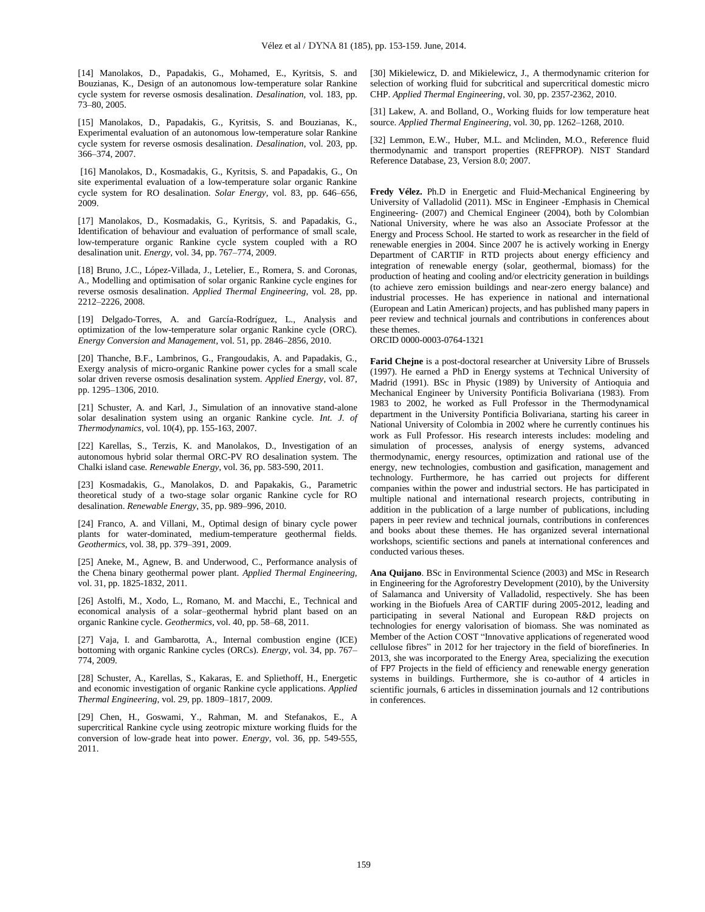[14] Manolakos, D., Papadakis, G., Mohamed, E., Kyritsis, S. and Bouzianas, K., Design of an autonomous low-temperature solar Rankine cycle system for reverse osmosis desalination. *Desalination*, vol. 183, pp. 73–80, 2005.

[15] Manolakos, D., Papadakis, G., Kyritsis, S. and Bouzianas, K., Experimental evaluation of an autonomous low-temperature solar Rankine cycle system for reverse osmosis desalination. *Desalination*, vol. 203, pp. 366–374, 2007.

[16] Manolakos, D., Kosmadakis, G., Kyritsis, S. and Papadakis, G., On site experimental evaluation of a low-temperature solar organic Rankine cycle system for RO desalination. *Solar Energy*, vol. 83, pp. 646–656, 2009.

[17] Manolakos, D., Kosmadakis, G., Kyritsis, S. and Papadakis, G., Identification of behaviour and evaluation of performance of small scale, low-temperature organic Rankine cycle system coupled with a RO desalination unit. *Energy*, vol. 34, pp. 767–774, 2009.

[18] Bruno, J.C., López-Villada, J., Letelier, E., Romera, S. and Coronas, A., Modelling and optimisation of solar organic Rankine cycle engines for reverse osmosis desalination. *Applied Thermal Engineering*, vol. 28, pp. 2212–2226, 2008.

[19] Delgado-Torres, A. and García-Rodríguez, L., Analysis and optimization of the low-temperature solar organic Rankine cycle (ORC). *Energy Conversion and Management*, vol. 51, pp. 2846–2856, 2010.

[20] Thanche, B.F., Lambrinos, G., Frangoudakis, A. and Papadakis, G., Exergy analysis of micro-organic Rankine power cycles for a small scale solar driven reverse osmosis desalination system. *Applied Energy*, vol. 87, pp. 1295–1306, 2010.

[21] Schuster, A. and Karl, J., Simulation of an innovative stand-alone solar desalination system using an organic Rankine cycle. *Int. J. of Thermodynamics*, vol. 10(4), pp. 155-163, 2007.

[22] Karellas, S., Terzis, K. and Manolakos, D., Investigation of an autonomous hybrid solar thermal ORC-PV RO desalination system. The Chalki island case. *Renewable Energy*, vol. 36, pp. 583-590, 2011.

[23] Kosmadakis, G., Manolakos, D. and Papakakis, G., Parametric theoretical study of a two-stage solar organic Rankine cycle for RO desalination. *Renewable Energy*, 35, pp. 989–996, 2010.

[24] Franco, A. and Villani, M., Optimal design of binary cycle power plants for water-dominated, medium-temperature geothermal fields. *Geothermics*, vol. 38, pp. 379–391, 2009.

[25] Aneke, M., Agnew, B. and Underwood, C., Performance analysis of the Chena binary geothermal power plant. *Applied Thermal Engineering*, vol. 31, pp. 1825-1832, 2011.

[26] Astolfi, M., Xodo, L., Romano, M. and Macchi, E., Technical and economical analysis of a solar–geothermal hybrid plant based on an organic Rankine cycle. *Geothermics*, vol. 40, pp. 58–68, 2011.

[27] Vaja, I. and Gambarotta, A., Internal combustion engine (ICE) bottoming with organic Rankine cycles (ORCs). *Energy*, vol. 34, pp. 767–774, 2009.

[28] Schuster, A., Karellas, S., Kakaras, E. and Spliethoff, H., Energetic and economic investigation of organic Rankine cycle applications. *Applied Thermal Engineering*, vol. 29, pp. 1809–1817, 2009.

[29] Chen, H., Goswami, Y., Rahman, M. and Stefanakos, E., A supercritical Rankine cycle using zeotropic mixture working fluids for the conversion of low-grade heat into power. *Energy*, vol. 36, pp. 549-555, 2011.

[30] Mikielewicz, D. and Mikielewicz, J., A thermodynamic criterion for selection of working fluid for subcritical and supercritical domestic micro CHP. *Applied Thermal Engineering*, vol. 30, pp. 2357-2362, 2010.

[31] Lakew, A. and Bolland, O., Working fluids for low temperature heat source. *Applied Thermal Engineering*, vol. 30, pp. 1262–1268, 2010.

[32] Lemmon, E.W., Huber, M.L. and Mclinden, M.O., Reference fluid thermodynamic and transport properties (REFPROP). NIST Standard Reference Database, 23, Version 8.0; 2007.

**Fredy Vélez.** Ph.D in Energetic and Fluid-Mechanical Engineering by University of Valladolid (2011). MSc in Engineer -Emphasis in Chemical Engineering- (2007) and Chemical Engineer (2004), both by Colombian National University, where he was also an Associate Professor at the Energy and Process School. He started to work as researcher in the field of renewable energies in 2004. Since 2007 he is actively working in Energy Department of CARTIF in RTD projects about energy efficiency and integration of renewable energy (solar, geothermal, biomass) for the production of heating and cooling and/or electricity generation in buildings (to achieve zero emission buildings and near-zero energy balance) and industrial processes. He has experience in national and international (European and Latin American) projects, and has published many papers in peer review and technical journals and contributions in conferences about these themes.
ORCID 0000-0003-0764-1321

**Farid Chejne** is a post-doctoral researcher at University Libre of Brussels (1997). He earned a PhD in Energy systems at Technical University of Madrid (1991). BSc in Physic (1989) by University of Antioquia and Mechanical Engineer by University Pontificia Bolivariana (1983). From 1983 to 2002, he worked as Full Professor in the Thermodynamical department in the University Pontificia Bolivariana, starting his career in National University of Colombia in 2002 where he currently continues his work as Full Professor. His research interests includes: modeling and simulation of processes, analysis of energy systems, advanced thermodynamic, energy resources, optimization and rational use of the energy, new technologies, combustion and gasification, management and technology. Furthermore, he has carried out projects for different companies within the power and industrial sectors. He has participated in multiple national and international research projects, contributing in addition in the publication of a large number of publications, including papers in peer review and technical journals, contributions in conferences and books about these themes. He has organized several international workshops, scientific sections and panels at international conferences and conducted various theses.

**Ana Quijano**. BSc in Environmental Science (2003) and MSc in Research in Engineering for the Agroforestry Development (2010), by the University of Salamanca and University of Valladolid, respectively. She has been working in the Biofuels Area of CARTIF during 2005-2012, leading and participating in several National and European R&D projects on technologies for energy valorisation of biomass. She was nominated as Member of the Action COST "Innovative applications of regenerated wood cellulose fibres" in 2012 for her trajectory in the field of biorefineries. In 2013, she was incorporated to the Energy Area, specializing the execution of FP7 Projects in the field of efficiency and renewable energy generation systems in buildings. Furthermore, she is co-author of 4 articles in scientific journals, 6 articles in dissemination journals and 12 contributions in conferences.